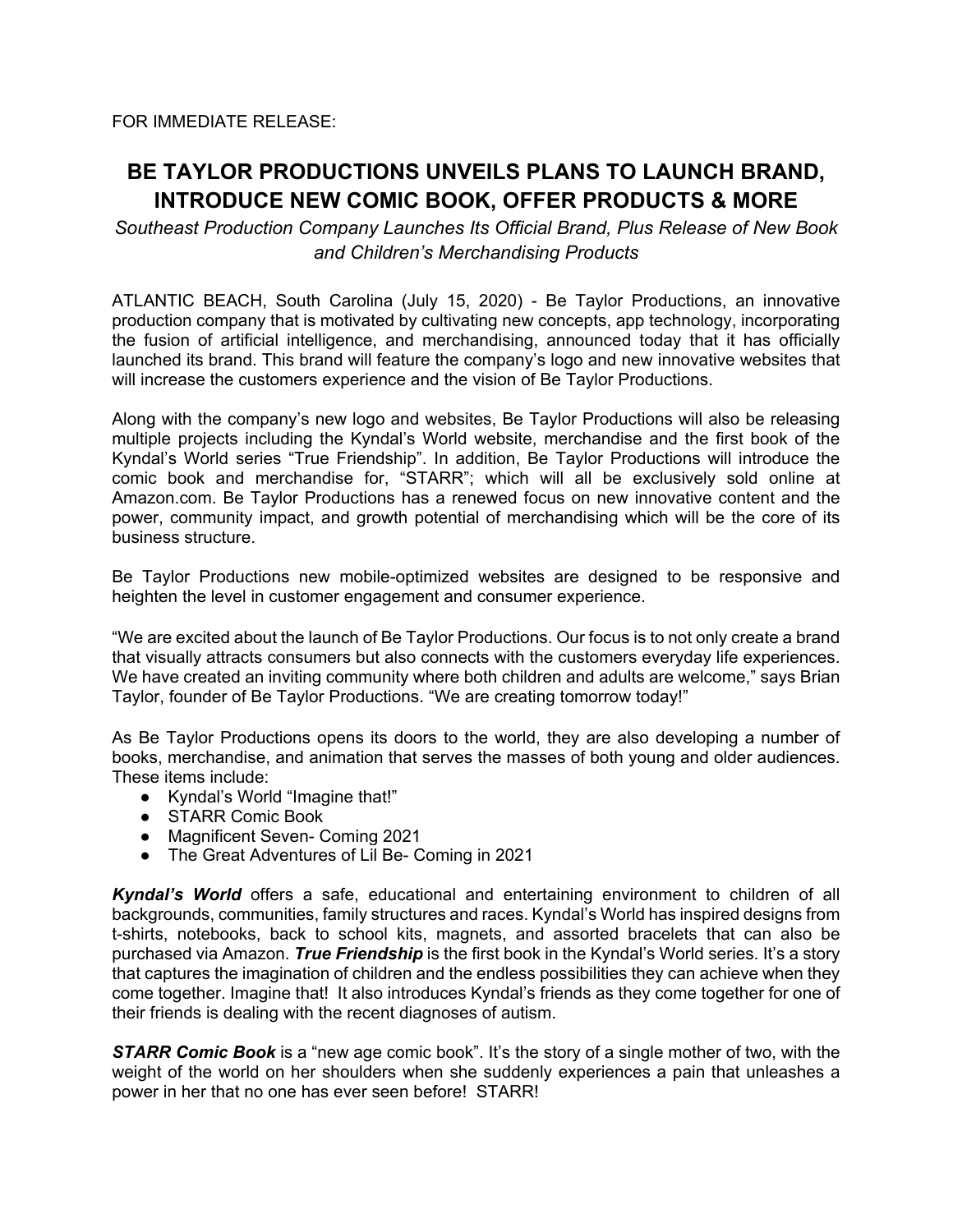FOR IMMEDIATE RELEASE:

# BE TAYLOR PRODUCTIONS UNVEILS PLANS TO LAUNCH BRAND, INTRODUCE NEW COMIC BOOK, OFFER PRODUCTS & MORE

*Southeast Production Company Launches Its Official Brand, Plus Release of New Book and Children's Merchandising Products*

ATLANTIC BEACH, South Carolina (July 15, 2020) - Be Taylor Productions, an innovative production company that is motivated by cultivating new concepts, app technology, incorporating the fusion of artificial intelligence, and merchandising, announced today that it has officially launched its brand. This brand will feature the company's logo and new innovative websites that will increase the customers experience and the vision of Be Taylor Productions.

Along with the company's new logo and websites, Be Taylor Productions will also be releasing multiple projects including the Kyndal's World website, merchandise and the first book of the Kyndal's World series "True Friendship". In addition, Be Taylor Productions will introduce the comic book and merchandise for, "STARR"; which will all be exclusively sold online at Amazon.com. Be Taylor Productions has a renewed focus on new innovative content and the power, community impact, and growth potential of merchandising which will be the core of its business structure.

Be Taylor Productions new mobile-optimized websites are designed to be responsive and heighten the level in customer engagement and consumer experience.

"We are excited about the launch of Be Taylor Productions. Our focus is to not only create a brand that visually attracts consumers but also connects with the customers everyday life experiences. We have created an inviting community where both children and adults are welcome," says Brian Taylor, founder of Be Taylor Productions. "We are creating tomorrow today!"

As Be Taylor Productions opens its doors to the world, they are also developing a number of books, merchandise, and animation that serves the masses of both young and older audiences. These items include:

- Kyndal's World "Imagine that!"
- STARR Comic Book
- Magnificent Seven- Coming 2021
- The Great Adventures of Lil Be- Coming in 2021

***Kyndal's World*** offers a safe, educational and entertaining environment to children of all backgrounds, communities, family structures and races. Kyndal's World has inspired designs from t-shirts, notebooks, back to school kits, magnets, and assorted bracelets that can also be purchased via Amazon. ***True Friendship*** is the first book in the Kyndal's World series. It's a story that captures the imagination of children and the endless possibilities they can achieve when they come together. Imagine that! It also introduces Kyndal's friends as they come together for one of their friends is dealing with the recent diagnoses of autism.

***STARR Comic Book*** is a "new age comic book". It's the story of a single mother of two, with the weight of the world on her shoulders when she suddenly experiences a pain that unleashes a power in her that no one has ever seen before! STARR!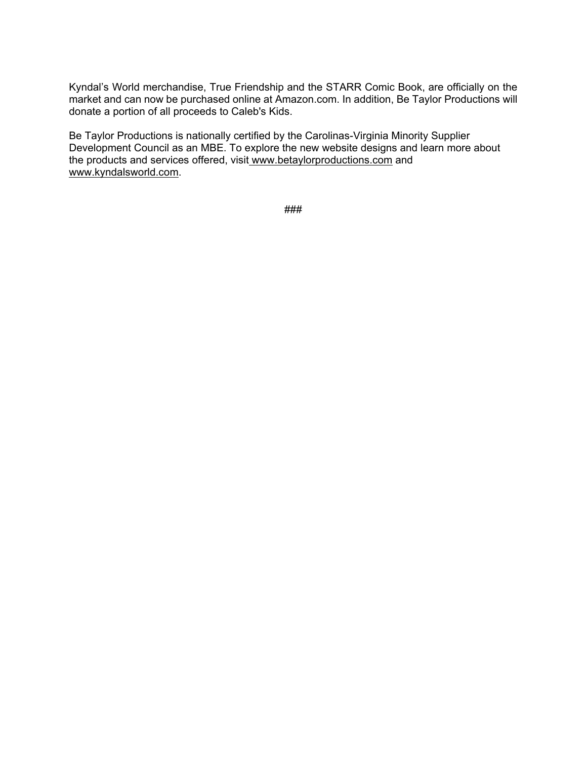Kyndal's World merchandise, True Friendship and the STARR Comic Book, are officially on the market and can now be purchased online at Amazon.com. In addition, Be Taylor Productions will donate a portion of all proceeds to Caleb's Kids.

Be Taylor Productions is nationally certified by the Carolinas-Virginia Minority Supplier Development Council as an MBE. To explore the new website designs and learn more about the products and services offered, visit www.betaylorproductions.com and www.kyndalsworld.com.

###